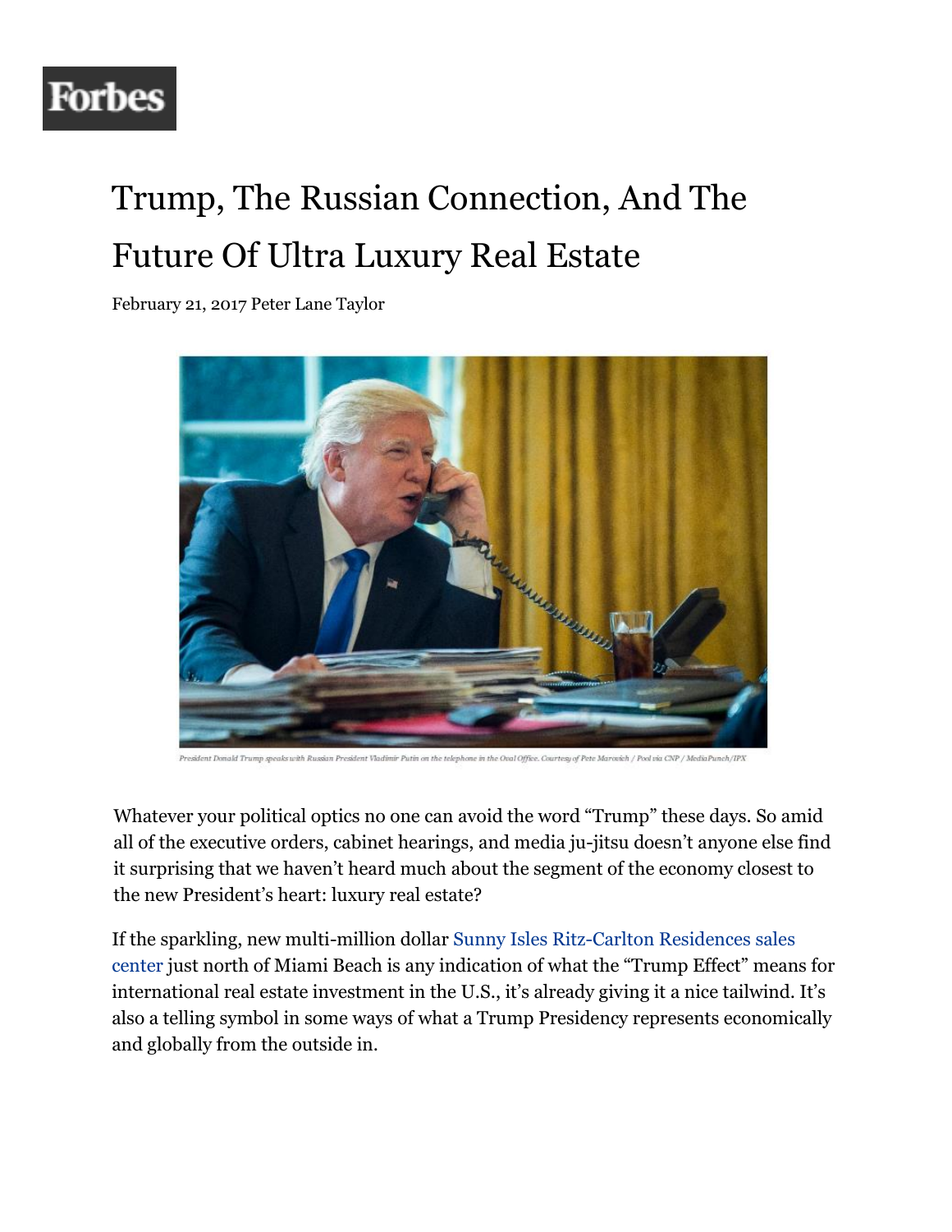Forbes

# Trump, The Russian Connection, And The Future Of Ultra Luxury Real Estate

February 21, 2017 Peter Lane Taylor

President Donald Trump speaks with Russian President Vladimir Putin on the telephone in the Oval Office. Courtesy of Pete Marovich / Pool via CNP / MediaPunch/IPX

Whatever your political optics no one can avoid the word "Trump" these days. So amid all of the executive orders, cabinet hearings, and media ju-jitsu doesn't anyone else find it surprising that we haven't heard much about the segment of the economy closest to the new President's heart: luxury real estate?

If the sparkling, new multi-million dollar Sunny Isles Ritz-Carlton Residences sales center just north of Miami Beach is any indication of what the "Trump Effect" means for international real estate investment in the U.S., it's already giving it a nice tailwind. It's also a telling symbol in some ways of what a Trump Presidency represents economically and globally from the outside in.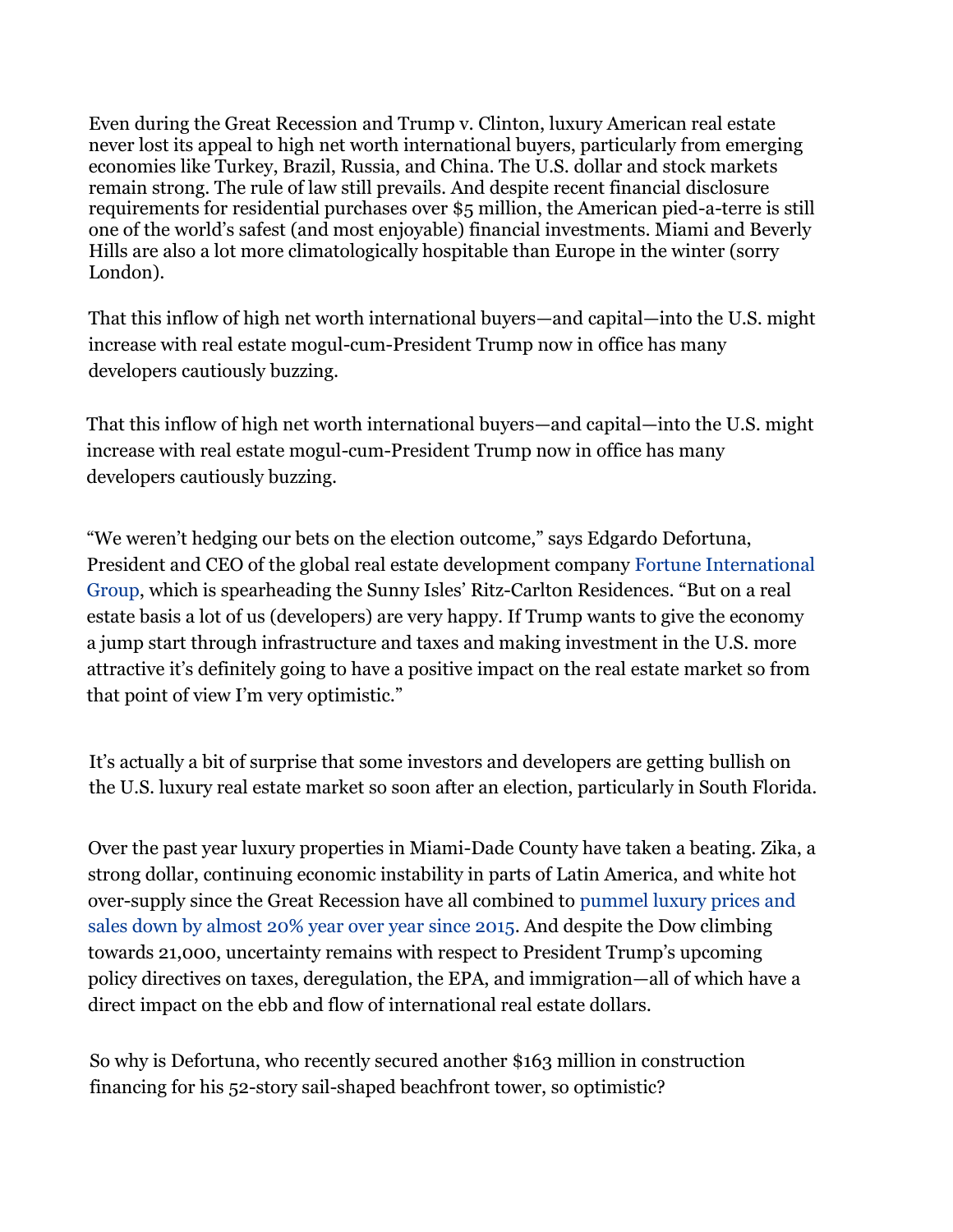Even during the Great Recession and Trump v. Clinton, luxury American real estate never lost its appeal to high net worth international buyers, particularly from emerging economies like Turkey, Brazil, Russia, and China. The U.S. dollar and stock markets remain strong. The rule of law still prevails. And despite recent financial disclosure requirements for residential purchases over $5 million, the American pied-a-terre is still one of the world's safest (and most enjoyable) financial investments. Miami and Beverly Hills are also a lot more climatologically hospitable than Europe in the winter (sorry London).

That this inflow of high net worth international buyers—and capital—into the U.S. might increase with real estate mogul-cum-President Trump now in office has many developers cautiously buzzing.

That this inflow of high net worth international buyers—and capital—into the U.S. might increase with real estate mogul-cum-President Trump now in office has many developers cautiously buzzing.

"We weren't hedging our bets on the election outcome," says Edgardo Defortuna, President and CEO of the global real estate development company Fortune International Group, which is spearheading the Sunny Isles' Ritz-Carlton Residences. "But on a real estate basis a lot of us (developers) are very happy. If Trump wants to give the economy a jump start through infrastructure and taxes and making investment in the U.S. more attractive it's definitely going to have a positive impact on the real estate market so from that point of view I'm very optimistic."

It's actually a bit of surprise that some investors and developers are getting bullish on the U.S. luxury real estate market so soon after an election, particularly in South Florida.

Over the past year luxury properties in Miami-Dade County have taken a beating. Zika, a strong dollar, continuing economic instability in parts of Latin America, and white hot over-supply since the Great Recession have all combined to pummel luxury prices and sales down by almost 20% year over year since 2015. And despite the Dow climbing towards 21,000, uncertainty remains with respect to President Trump's upcoming policy directives on taxes, deregulation, the EPA, and immigration—all of which have a direct impact on the ebb and flow of international real estate dollars.

So why is Defortuna, who recently secured another $163 million in construction financing for his 52-story sail-shaped beachfront tower, so optimistic?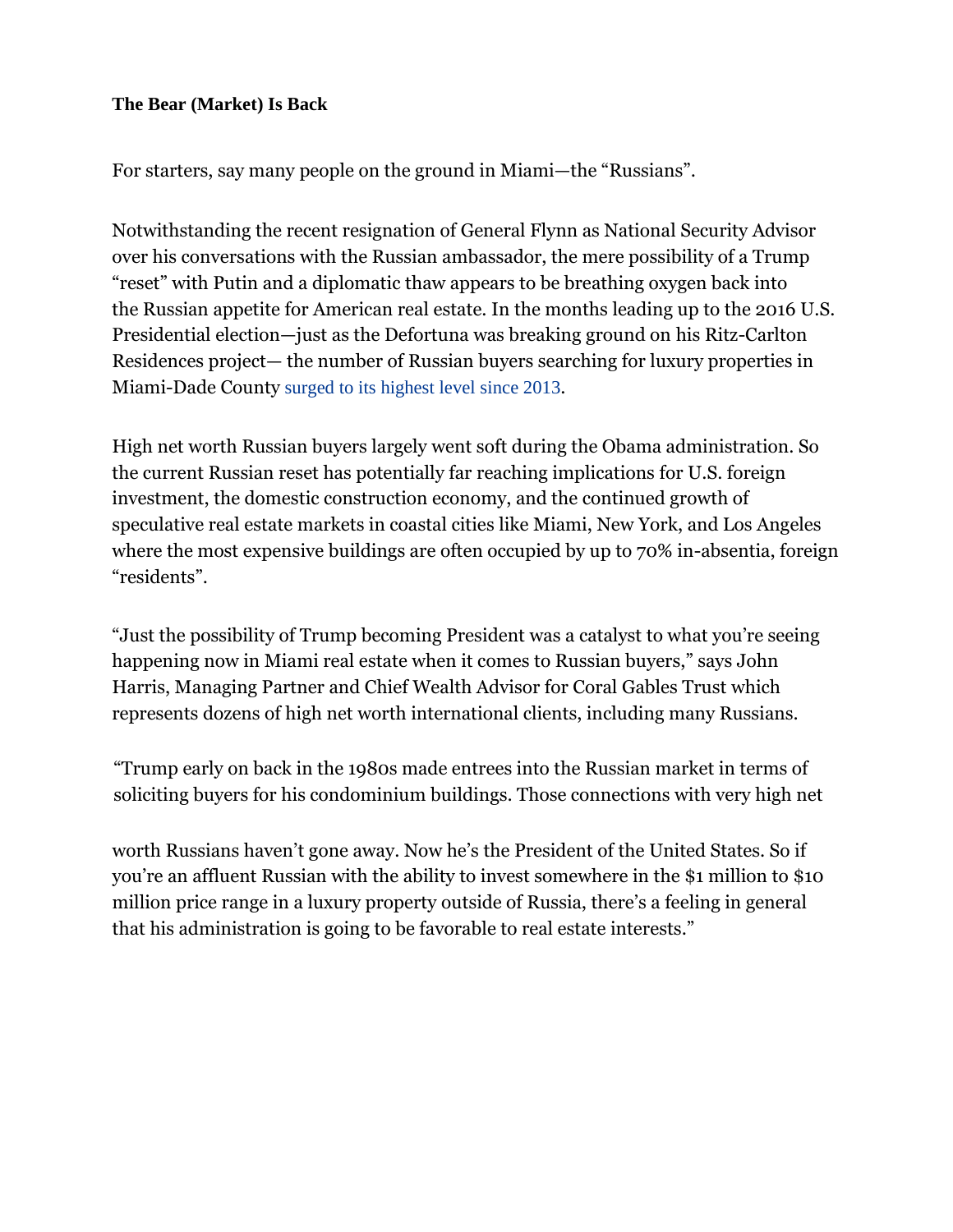**The Bear (Market) Is Back**

For starters, say many people on the ground in Miami—the "Russians".

Notwithstanding the recent resignation of General Flynn as National Security Advisor over his conversations with the Russian ambassador, the mere possibility of a Trump "reset" with Putin and a diplomatic thaw appears to be breathing oxygen back into the Russian appetite for American real estate. In the months leading up to the 2016 U.S. Presidential election—just as the Defortuna was breaking ground on his Ritz-Carlton Residences project— the number of Russian buyers searching for luxury properties in Miami-Dade County surged to its highest level since 2013.

High net worth Russian buyers largely went soft during the Obama administration. So the current Russian reset has potentially far reaching implications for U.S. foreign investment, the domestic construction economy, and the continued growth of speculative real estate markets in coastal cities like Miami, New York, and Los Angeles where the most expensive buildings are often occupied by up to 70% in-absentia, foreign "residents".

"Just the possibility of Trump becoming President was a catalyst to what you're seeing happening now in Miami real estate when it comes to Russian buyers," says John Harris, Managing Partner and Chief Wealth Advisor for Coral Gables Trust which represents dozens of high net worth international clients, including many Russians.

"Trump early on back in the 1980s made entrees into the Russian market in terms of soliciting buyers for his condominium buildings. Those connections with very high net worth Russians haven't gone away. Now he's the President of the United States. So if you're an affluent Russian with the ability to invest somewhere in the $1 million to $10 million price range in a luxury property outside of Russia, there's a feeling in general that his administration is going to be favorable to real estate interests."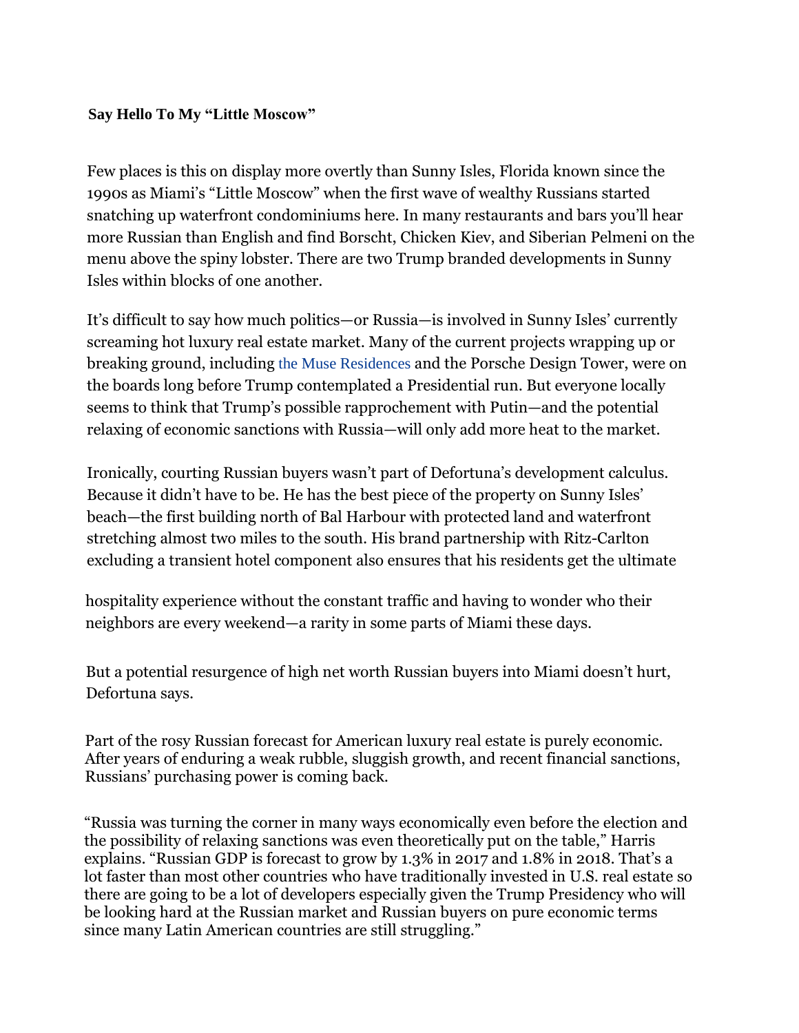**Say Hello To My "Little Moscow"**

Few places is this on display more overtly than Sunny Isles, Florida known since the 1990s as Miami's "Little Moscow" when the first wave of wealthy Russians started snatching up waterfront condominiums here. In many restaurants and bars you'll hear more Russian than English and find Borscht, Chicken Kiev, and Siberian Pelmeni on the menu above the spiny lobster. There are two Trump branded developments in Sunny Isles within blocks of one another.

It's difficult to say how much politics—or Russia—is involved in Sunny Isles' currently screaming hot luxury real estate market. Many of the current projects wrapping up or breaking ground, including the Muse Residences and the Porsche Design Tower, were on the boards long before Trump contemplated a Presidential run. But everyone locally seems to think that Trump's possible rapprochement with Putin—and the potential relaxing of economic sanctions with Russia—will only add more heat to the market.

Ironically, courting Russian buyers wasn't part of Defortuna's development calculus. Because it didn't have to be. He has the best piece of the property on Sunny Isles' beach—the first building north of Bal Harbour with protected land and waterfront stretching almost two miles to the south. His brand partnership with Ritz-Carlton excluding a transient hotel component also ensures that his residents get the ultimate hospitality experience without the constant traffic and having to wonder who their neighbors are every weekend—a rarity in some parts of Miami these days.

But a potential resurgence of high net worth Russian buyers into Miami doesn't hurt, Defortuna says.

Part of the rosy Russian forecast for American luxury real estate is purely economic. After years of enduring a weak rubble, sluggish growth, and recent financial sanctions, Russians' purchasing power is coming back.

"Russia was turning the corner in many ways economically even before the election and the possibility of relaxing sanctions was even theoretically put on the table," Harris explains. "Russian GDP is forecast to grow by 1.3% in 2017 and 1.8% in 2018. That's a lot faster than most other countries who have traditionally invested in U.S. real estate so there are going to be a lot of developers especially given the Trump Presidency who will be looking hard at the Russian market and Russian buyers on pure economic terms since many Latin American countries are still struggling."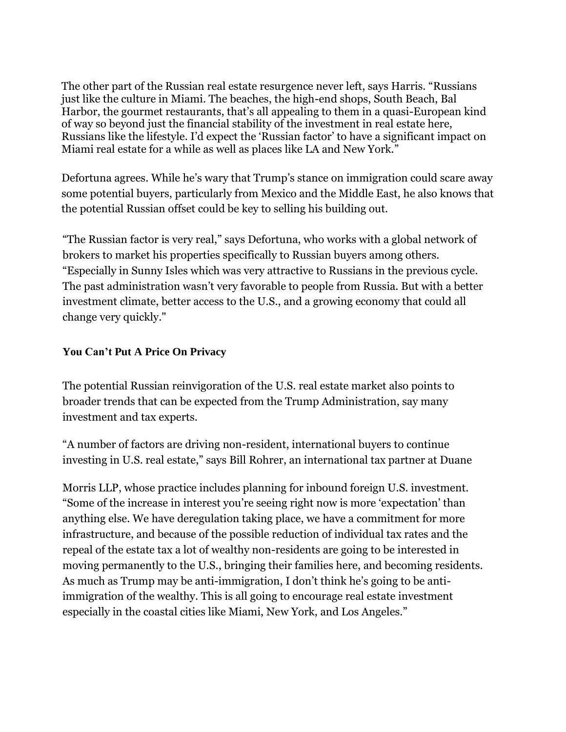The other part of the Russian real estate resurgence never left, says Harris. "Russians just like the culture in Miami. The beaches, the high-end shops, South Beach, Bal Harbor, the gourmet restaurants, that's all appealing to them in a quasi-European kind of way so beyond just the financial stability of the investment in real estate here, Russians like the lifestyle. I'd expect the 'Russian factor' to have a significant impact on Miami real estate for a while as well as places like LA and New York."

Defortuna agrees. While he's wary that Trump's stance on immigration could scare away some potential buyers, particularly from Mexico and the Middle East, he also knows that the potential Russian offset could be key to selling his building out.

"The Russian factor is very real," says Defortuna, who works with a global network of brokers to market his properties specifically to Russian buyers among others. "Especially in Sunny Isles which was very attractive to Russians in the previous cycle. The past administration wasn't very favorable to people from Russia. But with a better investment climate, better access to the U.S., and a growing economy that could all change very quickly."

### You Can't Put A Price On Privacy

The potential Russian reinvigoration of the U.S. real estate market also points to broader trends that can be expected from the Trump Administration, say many investment and tax experts.

"A number of factors are driving non-resident, international buyers to continue investing in U.S. real estate," says Bill Rohrer, an international tax partner at Duane Morris LLP, whose practice includes planning for inbound foreign U.S. investment. "Some of the increase in interest you're seeing right now is more 'expectation' than anything else. We have deregulation taking place, we have a commitment for more infrastructure, and because of the possible reduction of individual tax rates and the repeal of the estate tax a lot of wealthy non-residents are going to be interested in moving permanently to the U.S., bringing their families here, and becoming residents. As much as Trump may be anti-immigration, I don't think he's going to be anti-immigration of the wealthy. This is all going to encourage real estate investment especially in the coastal cities like Miami, New York, and Los Angeles."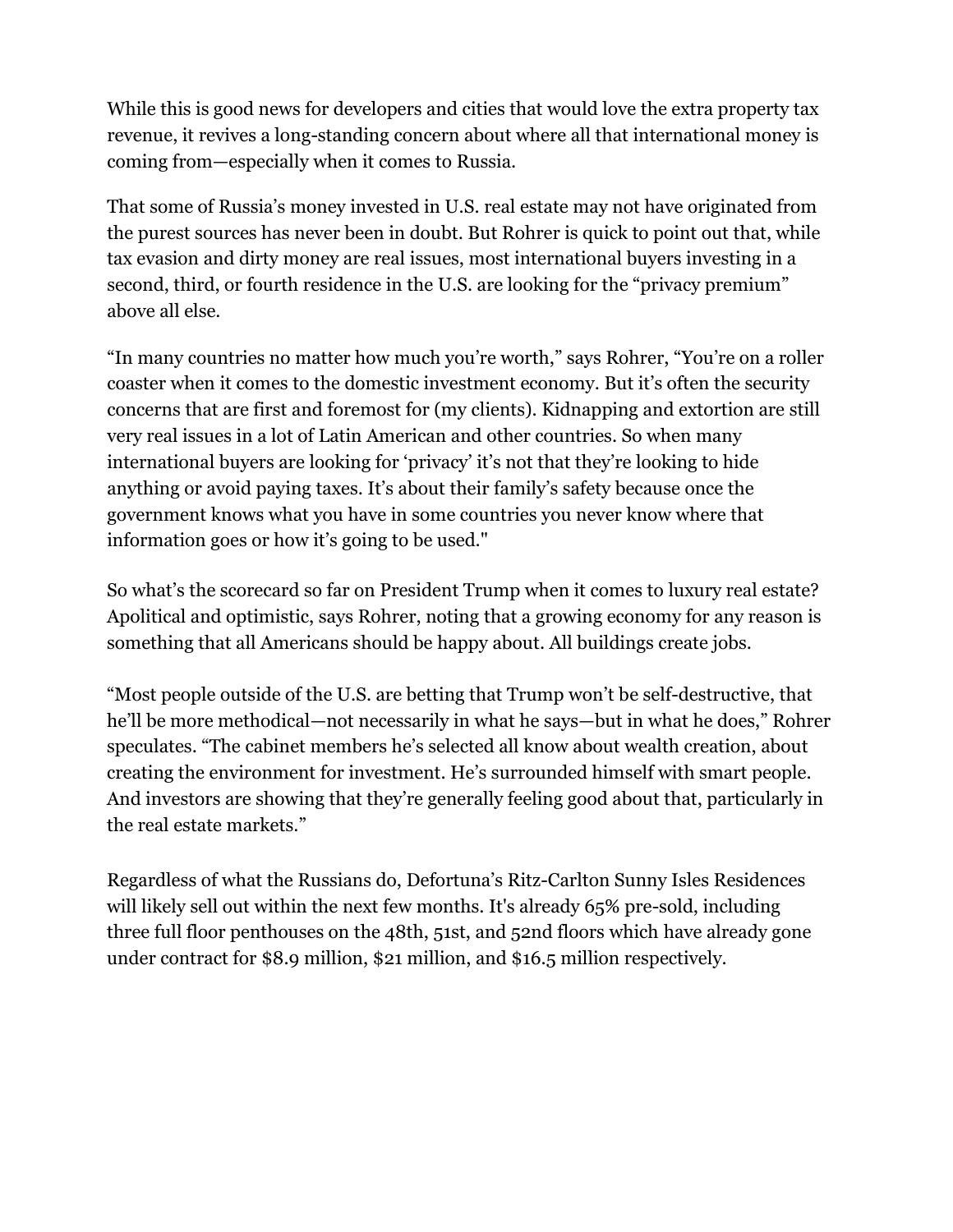While this is good news for developers and cities that would love the extra property tax revenue, it revives a long-standing concern about where all that international money is coming from—especially when it comes to Russia.

That some of Russia's money invested in U.S. real estate may not have originated from the purest sources has never been in doubt. But Rohrer is quick to point out that, while tax evasion and dirty money are real issues, most international buyers investing in a second, third, or fourth residence in the U.S. are looking for the "privacy premium" above all else.

"In many countries no matter how much you're worth," says Rohrer, "You're on a roller coaster when it comes to the domestic investment economy. But it's often the security concerns that are first and foremost for (my clients). Kidnapping and extortion are still very real issues in a lot of Latin American and other countries. So when many international buyers are looking for 'privacy' it's not that they're looking to hide anything or avoid paying taxes. It's about their family's safety because once the government knows what you have in some countries you never know where that information goes or how it's going to be used."

So what's the scorecard so far on President Trump when it comes to luxury real estate? Apolitical and optimistic, says Rohrer, noting that a growing economy for any reason is something that all Americans should be happy about. All buildings create jobs.

"Most people outside of the U.S. are betting that Trump won't be self-destructive, that he'll be more methodical—not necessarily in what he says—but in what he does," Rohrer speculates. "The cabinet members he's selected all know about wealth creation, about creating the environment for investment. He's surrounded himself with smart people. And investors are showing that they're generally feeling good about that, particularly in the real estate markets."

Regardless of what the Russians do, Defortuna's Ritz-Carlton Sunny Isles Residences will likely sell out within the next few months. It's already 65% pre-sold, including three full floor penthouses on the 48th, 51st, and 52nd floors which have already gone under contract for $8.9 million, $21 million, and $16.5 million respectively.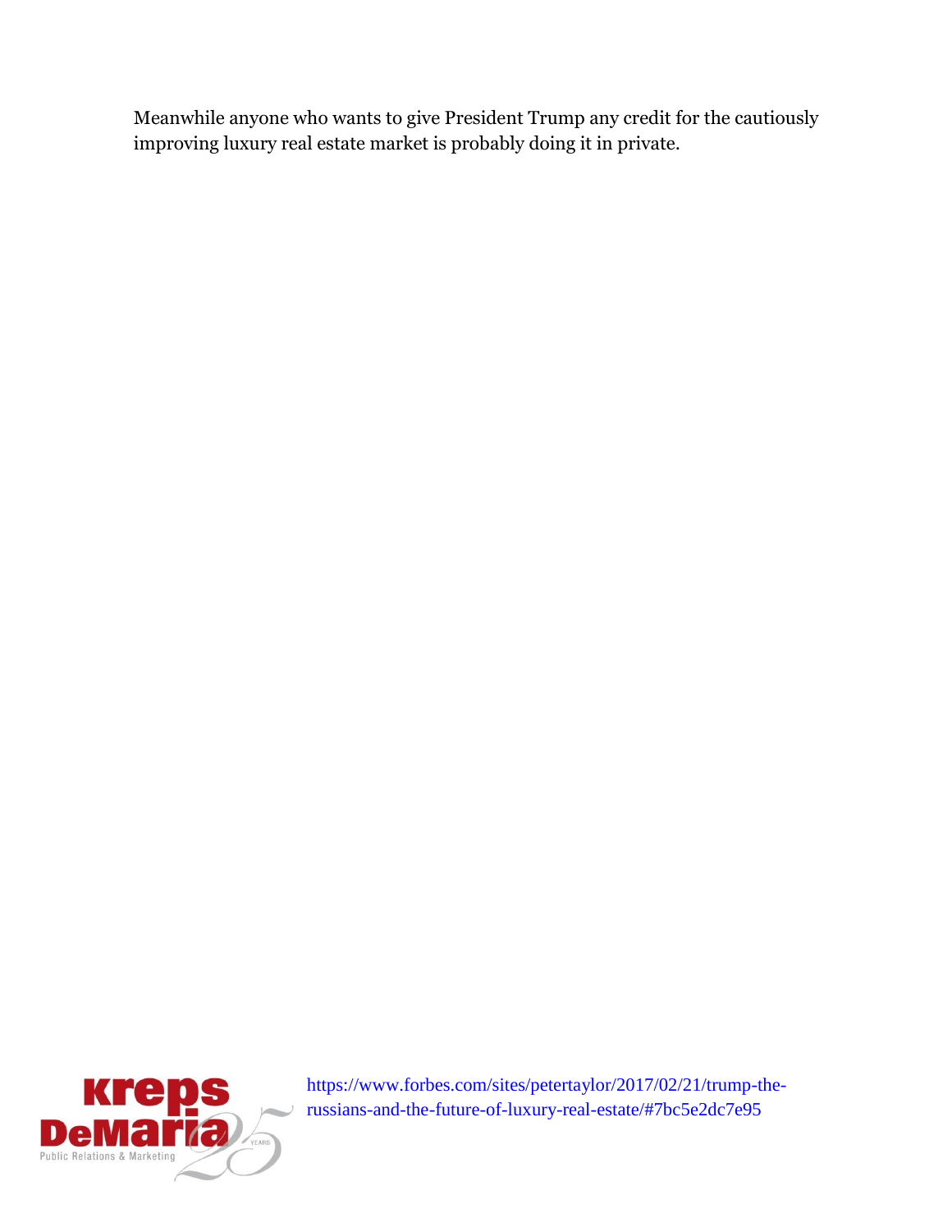Meanwhile anyone who wants to give President Trump any credit for the cautiously improving luxury real estate market is probably doing it in private.

https://www.forbes.com/sites/petertaylor/2017/02/21/trump-the-russians-and-the-future-of-luxury-real-estate/#7bc5e2dc7e95